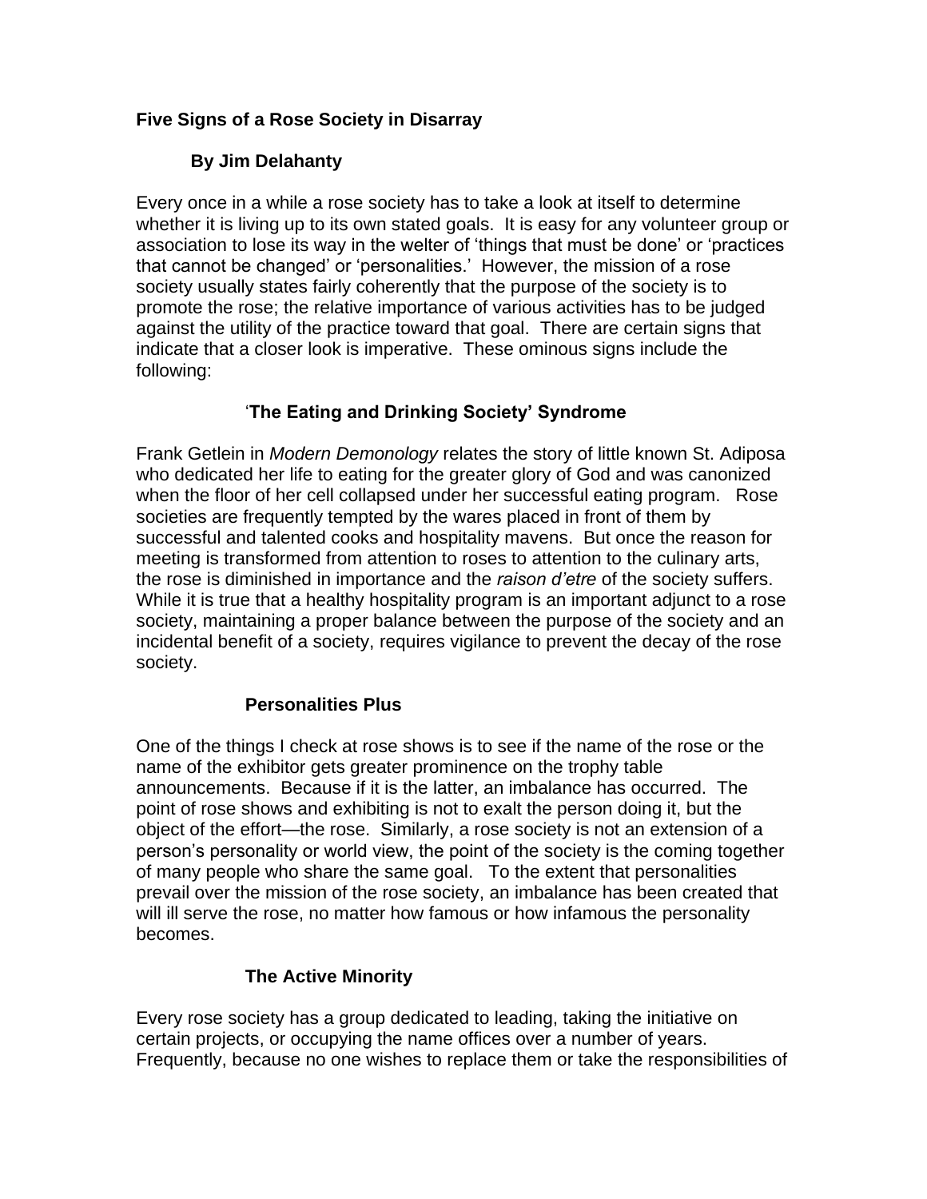**Five Signs of a Rose Society in Disarray**

**By Jim Delahanty**

Every once in a while a rose society has to take a look at itself to determine whether it is living up to its own stated goals. It is easy for any volunteer group or association to lose its way in the welter of 'things that must be done' or 'practices that cannot be changed' or 'personalities.' However, the mission of a rose society usually states fairly coherently that the purpose of the society is to promote the rose; the relative importance of various activities has to be judged against the utility of the practice toward that goal. There are certain signs that indicate that a closer look is imperative. These ominous signs include the following:

**'The Eating and Drinking Society' Syndrome**

Frank Getlein in *Modern Demonology* relates the story of little known St. Adiposa who dedicated her life to eating for the greater glory of God and was canonized when the floor of her cell collapsed under her successful eating program. Rose societies are frequently tempted by the wares placed in front of them by successful and talented cooks and hospitality mavens. But once the reason for meeting is transformed from attention to roses to attention to the culinary arts, the rose is diminished in importance and the *raison d'etre* of the society suffers. While it is true that a healthy hospitality program is an important adjunct to a rose society, maintaining a proper balance between the purpose of the society and an incidental benefit of a society, requires vigilance to prevent the decay of the rose society.

**Personalities Plus**

One of the things I check at rose shows is to see if the name of the rose or the name of the exhibitor gets greater prominence on the trophy table announcements. Because if it is the latter, an imbalance has occurred. The point of rose shows and exhibiting is not to exalt the person doing it, but the object of the effort—the rose. Similarly, a rose society is not an extension of a person's personality or world view, the point of the society is the coming together of many people who share the same goal. To the extent that personalities prevail over the mission of the rose society, an imbalance has been created that will ill serve the rose, no matter how famous or how infamous the personality becomes.

**The Active Minority**

Every rose society has a group dedicated to leading, taking the initiative on certain projects, or occupying the name offices over a number of years. Frequently, because no one wishes to replace them or take the responsibilities of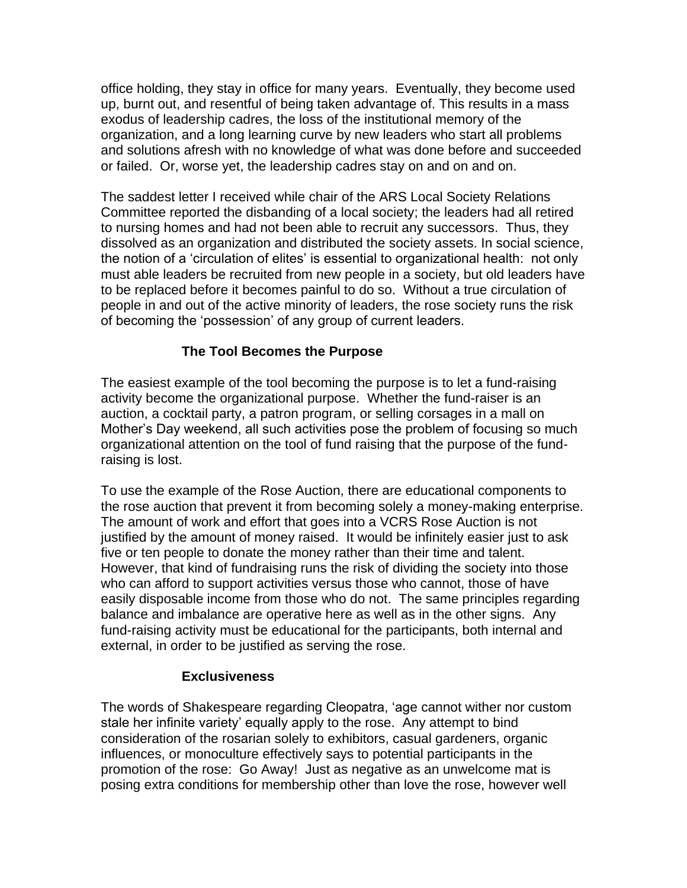office holding, they stay in office for many years. Eventually, they become used up, burnt out, and resentful of being taken advantage of. This results in a mass exodus of leadership cadres, the loss of the institutional memory of the organization, and a long learning curve by new leaders who start all problems and solutions afresh with no knowledge of what was done before and succeeded or failed. Or, worse yet, the leadership cadres stay on and on and on.

The saddest letter I received while chair of the ARS Local Society Relations Committee reported the disbanding of a local society; the leaders had all retired to nursing homes and had not been able to recruit any successors. Thus, they dissolved as an organization and distributed the society assets. In social science, the notion of a 'circulation of elites' is essential to organizational health: not only must able leaders be recruited from new people in a society, but old leaders have to be replaced before it becomes painful to do so. Without a true circulation of people in and out of the active minority of leaders, the rose society runs the risk of becoming the 'possession' of any group of current leaders.

### The Tool Becomes the Purpose

The easiest example of the tool becoming the purpose is to let a fund-raising activity become the organizational purpose. Whether the fund-raiser is an auction, a cocktail party, a patron program, or selling corsages in a mall on Mother's Day weekend, all such activities pose the problem of focusing so much organizational attention on the tool of fund raising that the purpose of the fund-raising is lost.

To use the example of the Rose Auction, there are educational components to the rose auction that prevent it from becoming solely a money-making enterprise. The amount of work and effort that goes into a VCRS Rose Auction is not justified by the amount of money raised. It would be infinitely easier just to ask five or ten people to donate the money rather than their time and talent. However, that kind of fundraising runs the risk of dividing the society into those who can afford to support activities versus those who cannot, those of have easily disposable income from those who do not. The same principles regarding balance and imbalance are operative here as well as in the other signs. Any fund-raising activity must be educational for the participants, both internal and external, in order to be justified as serving the rose.

### Exclusiveness

The words of Shakespeare regarding Cleopatra, 'age cannot wither nor custom stale her infinite variety' equally apply to the rose. Any attempt to bind consideration of the rosarian solely to exhibitors, casual gardeners, organic influences, or monoculture effectively says to potential participants in the promotion of the rose: Go Away! Just as negative as an unwelcome mat is posing extra conditions for membership other than love the rose, however well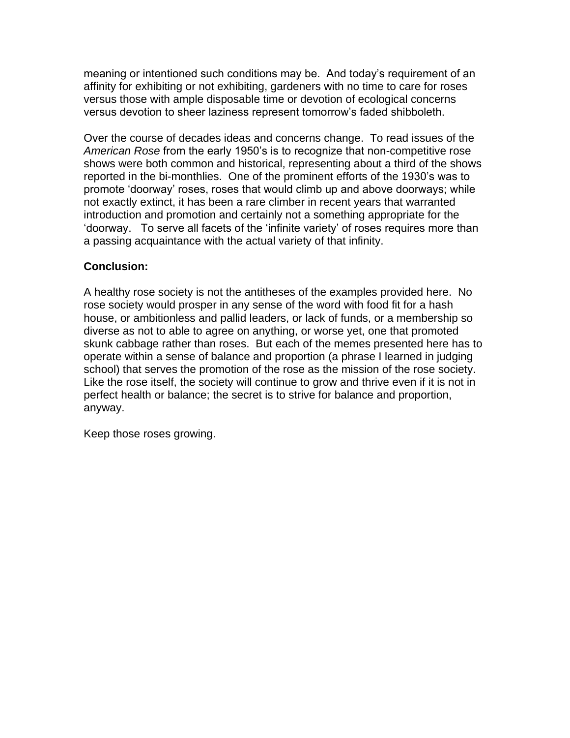meaning or intentioned such conditions may be.  And today's requirement of an affinity for exhibiting or not exhibiting, gardeners with no time to care for roses versus those with ample disposable time or devotion of ecological concerns versus devotion to sheer laziness represent tomorrow's faded shibboleth.

Over the course of decades ideas and concerns change.  To read issues of the *American Rose* from the early 1950's is to recognize that non-competitive rose shows were both common and historical, representing about a third of the shows reported in the bi-monthlies.  One of the prominent efforts of the 1930's was to promote 'doorway' roses, roses that would climb up and above doorways; while not exactly extinct, it has been a rare climber in recent years that warranted introduction and promotion and certainly not a something appropriate for the 'doorway.   To serve all facets of the 'infinite variety' of roses requires more than a passing acquaintance with the actual variety of that infinity.

**Conclusion:**

A healthy rose society is not the antitheses of the examples provided here.  No rose society would prosper in any sense of the word with food fit for a hash house, or ambitionless and pallid leaders, or lack of funds, or a membership so diverse as not to able to agree on anything, or worse yet, one that promoted skunk cabbage rather than roses.  But each of the memes presented here has to operate within a sense of balance and proportion (a phrase I learned in judging school) that serves the promotion of the rose as the mission of the rose society.  Like the rose itself, the society will continue to grow and thrive even if it is not in perfect health or balance; the secret is to strive for balance and proportion, anyway.

Keep those roses growing.